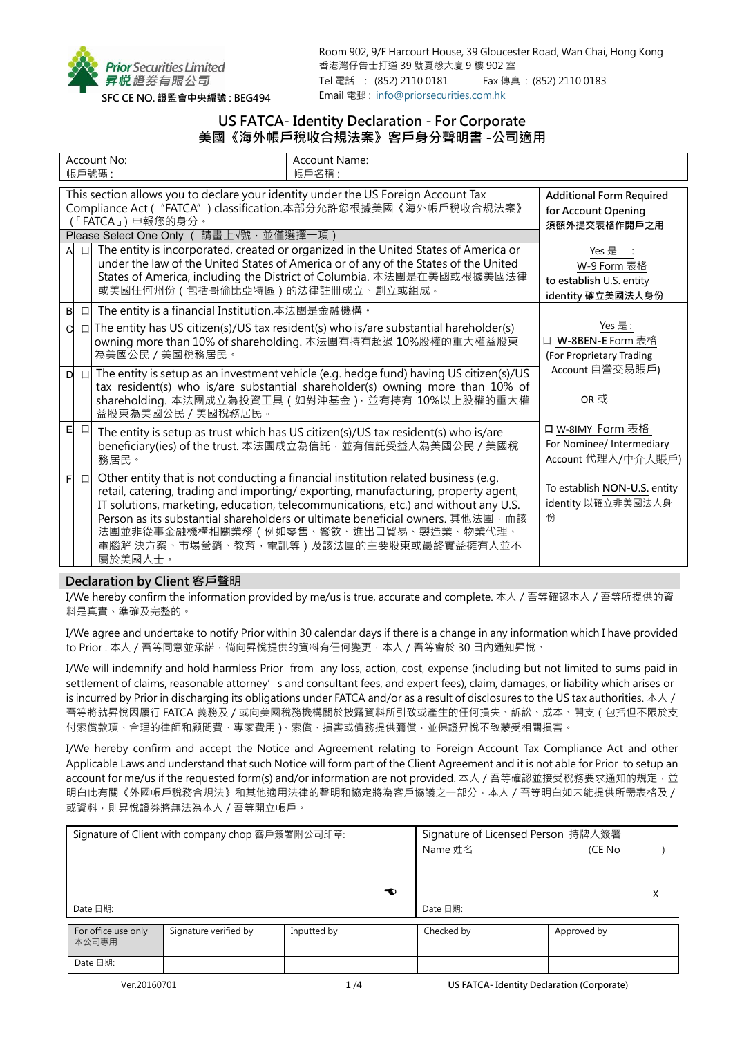Prior Securities Limited
昇悅證券有限公司
SFC CE NO. 證監會中央編號 : BEG494

Room 902, 9/F Harcourt House, 39 Gloucester Road, Wan Chai, Hong Kong
香港灣仔告士打道 39 號夏慤大廈 9 樓 902 室
Tel 電話 : (852) 2110 0181 Fax 傳真 : (852) 2110 0183
Email 電郵 : info@priorsecurities.com.hk

# US FATCA- Identity Declaration - For Corporate
# 美國《海外帳戶稅收合規法案》客戶身分聲明書 -公司適用

| Account No: 帳戶號碼 : | Account Name: 帳戶名稱 : |
|---|---|

| This section allows you to declare your identity under the US Foreign Account Tax Compliance Act (“FATCA”) classification.本部分允許您根據美國《海外帳戶稅收合規法案》(「FATCA」) 申報您的身分。 Please Select One Only ( 請書上√號，並僅選擇一項 ) | | | Additional Form Required for Account Opening 須額外提交表格作開戶之用 |
|---|---|---|---|
| A | ☐ | The entity is incorporated, created or organized in the United States of America or under the law of the United States of America or of any of the States of the United States of America, including the District of Columbia. 本法團是在美國或根據美國法律或美國任何州份（包括哥倫比亞特區）的法律註冊成立、創立或組成。 | Yes 是 : W-9 Form 表格 to establish U.S. entity identity 確立美國法人身份 |
| B | ☐ | The entity is a financial Institution.本法團是金融機構。 | Yes 是 : ☐ W-8BEN-E Form 表格 (For Proprietary Trading Account 自營交易賬戶) OR 或 ☐ W-8IMY Form 表格 For Nominee/ Intermediary Account 代理人/中介人賬戶) |
| C | ☐ | The entity has US citizen(s)/US tax resident(s) who is/are substantial hareholder(s) owning more than 10% of shareholding. 本法團有持有超過 10%股權的重大權益股東為美國公民 / 美國稅務居民。 | |
| D | ☐ | The entity is setup as an investment vehicle (e.g. hedge fund) having US citizen(s)/US tax resident(s) who is/are substantial shareholder(s) owning more than 10% of shareholding. 本法團成立為投資工具（如對沖基金）, 並有持有 10%以上股權的重大權益股東為美國公民 / 美國稅務居民。 | |
| E | ☐ | The entity is setup as trust which has US citizen(s)/US tax resident(s) who is/are beneficiary(ies) of the trust. 本法團成立為信託，並有信託受益人為美國公民 / 美國稅務居民。 | |
| F | ☐ | Other entity that is not conducting a financial institution related business (e.g. retail, catering, trading and importing/ exporting, manufacturing, property agent, IT solutions, marketing, education, telecommunications, etc.) and without any U.S. Person as its substantial shareholders or ultimate beneficial owners. 其他法團，而該法團並非從事金融機構相關業務（例如零售、餐飲、進出口貿易、製造業、物業代理、電腦解 決方案、市場營銷、教育，電訊等）及該法團的主要股東或最終實益擁有人並不屬於美國人士。 | To establish NON-U.S. entity identity 以確立非美國法人身份 |

## Declaration by Client 客戶聲明

I/We hereby confirm the information provided by me/us is true, accurate and complete. 本人 / 吾等確認本人 / 吾等所提供的資料是真實、準確及完整的。

I/We agree and undertake to notify Prior within 30 calendar days if there is a change in any information which I have provided to Prior . 本人 / 吾等同意並承諾，倘向昇悅提供的資料有任何變更，本人 / 吾等會於 30 日內通知昇悅。

I/We will indemnify and hold harmless Prior from any loss, action, cost, expense (including but not limited to sums paid in settlement of claims, reasonable attorney's and consultant fees, and expert fees), claim, damages, or liability which arises or is incurred by Prior in discharging its obligations under FATCA and/or as a result of disclosures to the US tax authorities. 本人 / 吾等將就昇悅因履行 FATCA 義務及 / 或向美國稅務機構關於披露資料所引致或產生的任何損失、訴訟、成本、開支（包括但不限於支付索償款項、合理的律師和顧問費、專家費用）、索償、損害或債務提供彌償，並保證昇悅不致蒙受相關損害。

I/We hereby confirm and accept the Notice and Agreement relating to Foreign Account Tax Compliance Act and other Applicable Laws and understand that such Notice will form part of the Client Agreement and it is not able for Prior to setup an account for me/us if the requested form(s) and/or information are not provided. 本人 / 吾等確認並接受稅務要求通知的規定，並明白此有關《外國帳戶稅務合規法》和其他適用法律的聲明和協定將為客戶協議之一部分，本人 / 吾等明白如未能提供所需表格及 / 或資料，則昇悅證券將無法為本人 / 吾等開立帳戶。

| Signature of Client with company chop 客戶簽署附公司印章: | Signature of Licensed Person 持牌人簽署 Name 姓名 (CE No ) X |
|---|---|
| Date 日期: | Date 日期: |

| For office use only 本公司專用 | Signature verified by | Inputted by | Checked by | Approved by |
|---|---|---|---|---|
| Date 日期: | | | | |

Ver.20160701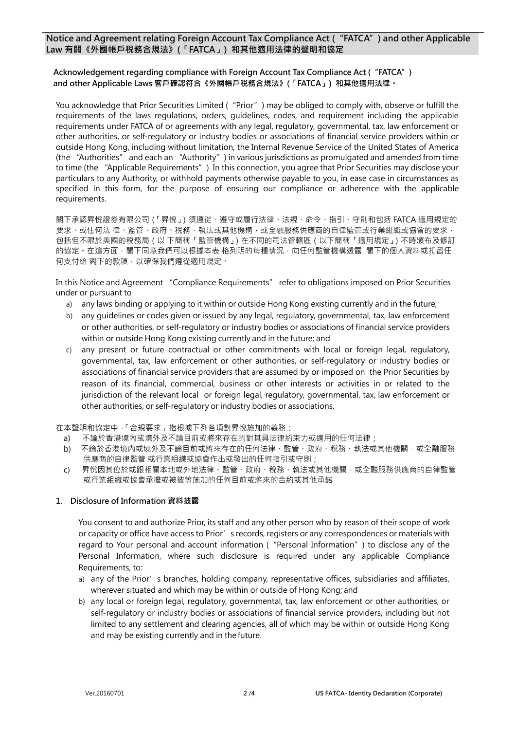## Notice and Agreement relating Foreign Account Tax Compliance Act (“FATCA”) and other Applicable Law 有關《外國帳戶稅務合規法》(「FATCA」) 和其他適用法律的聲明和協定

**Acknowledgement regarding compliance with Foreign Account Tax Compliance Act (“FATCA”) and other Applicable Laws 客戶確認符合《外國帳戶稅務合規法》(「FATCA」) 和其他適用法律。**

You acknowledge that Prior Securities Limited (“Prior”) may be obliged to comply with, observe or fulfill the requirements of the laws regulations, orders, guidelines, codes, and requirement including the applicable requirements under FATCA of or agreements with any legal, regulatory, governmental, tax, law enforcement or other authorities, or self-regulatory or industry bodies or associations of financial service providers within or outside Hong Kong, including without limitation, the Internal Revenue Service of the United States of America (the “Authorities” and each an “Authority”) in various jurisdictions as promulgated and amended from time to time (the “Applicable Requirements”). In this connection, you agree that Prior Securities may disclose your particulars to any Authority, or withhold payments otherwise payable to you, in ease case in circumstances as specified in this form, for the purpose of ensuring our compliance or adherence with the applicable requirements.

閣下承認昇悅證券有限公司 (「昇悅」) 須遵從、遵守或履行法律、法規、命令、指引、守則和包括 FATCA 適用規定的要求、或任何法 律、監管、政府、稅務、執法或其他機構，或全融服務供應商的自律監管或行業組織或協會的要求，包括但不限於美國的稅務局 ( 以 下簡稱「監管機構」) 在不同的司法管轄區 ( 以下簡稱「適用規定」) 不時頒布及修訂的協定。在這方面，閣下同意我們可以根據本表 格列明的每種情況，向任何監管機構透露 閣下的個人資料或扣留任何支付給 閣下的款項，以確保我們遵從適用規定。

In this Notice and Agreement “Compliance Requirements” refer to obligations imposed on Prior Securities under or pursuant to

a) any laws binding or applying to it within or outside Hong Kong existing currently and in the future;
b) any guidelines or codes given or issued by any legal, regulatory, governmental, tax, law enforcement or other authorities, or self-regulatory or industry bodies or associations of financial service providers within or outside Hong Kong existing currently and in the future; and
c) any present or future contractual or other commitments with local or foreign legal, regulatory, governmental, tax, law enforcement or other authorities, or self-regulatory or industry bodies or associations of financial service providers that are assumed by or imposed on the Prior Securities by reason of its financial, commercial, business or other interests or activities in or related to the jurisdiction of the relevant local or foreign legal, regulatory, governmental, tax, law enforcement or other authorities, or self-regulatory or industry bodies or associations.

在本聲明和協定中，「合規要求」指根據下列各項對昇悅施加的義務：

a) 不論於香港境內或境外及不論目前或將來存在的對其具法律約束力或適用的任何法律；
b) 不論於香港境內或境外及不論目前或將來存在的任何法律、監管、政府、稅務、執法或其他機關，或全融服務供應商的自律監管 或行業組織或協會作出或發出的任何指引或守則；
c) 昇悅因其位於或跟相關本地或外地法律、監管、政府、稅務、執法或其他機關，或全融服務供應商的自律監管或行業組織或協會承擔或被彼等施加的任何目前或將來的合約或其他承諾

### 1. Disclosure of Information 資料披露

You consent to and authorize Prior, its staff and any other person who by reason of their scope of work or capacity or office have access to Prior's records, registers or any correspondences or materials with regard to Your personal and account information (“Personal Information”) to disclose any of the Personal Information, where such disclosure is required under any applicable Compliance Requirements, to:

a) any of the Prior's branches, holding company, representative offices, subsidiaries and affiliates, wherever situated and which may be within or outside of Hong Kong; and
b) any local or foreign legal, regulatory, governmental, tax, law enforcement or other authorities, or self-regulatory or industry bodies or associations of financial service providers, including but not limited to any settlement and clearing agencies, all of which may be within or outside Hong Kong and may be existing currently and in the future.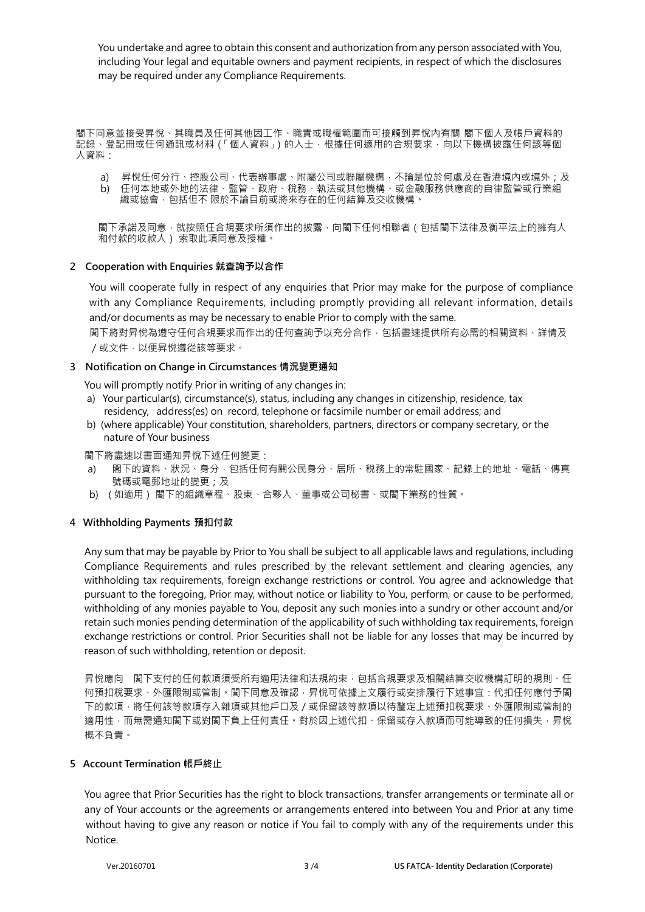You undertake and agree to obtain this consent and authorization from any person associated with You, including Your legal and equitable owners and payment recipients, in respect of which the disclosures may be required under any Compliance Requirements.

閣下同意並接受昇悅、其職員及任何其他因工作、職責或職權範圍而可接觸到昇悅內有關 閣下個人及帳戶資料的記錄、登記冊或任何通訊或材料（「個人資料」）的人士，根據任何適用的合規要求，向以下機構披露任何該等個人資料：

a) 昇悅任何分行、控股公司、代表辦事處、附屬公司或聯屬機構，不論是位於何處及在香港境內或境外；及
b) 任何本地或外地的法律、監管、政府、稅務、執法或其他機構、或金融服務供應商的自律監管或行業組織或協會，包括但不 限於不論目前或將來存在的任何結算及交收機構。

閣下承諾及同意，就按照任合規要求所須作出的披露，向閣下任何相聯者（包括閣下法律及衡平法上的擁有人和付款的收款人）索取此項同意及授權。

## 2 Cooperation with Enquiries 就查詢予以合作

You will cooperate fully in respect of any enquiries that Prior may make for the purpose of compliance with any Compliance Requirements, including promptly providing all relevant information, details and/or documents as may be necessary to enable Prior to comply with the same.

閣下將對昇悅為遵守任何合規要求而作出的任何查詢予以充分合作，包括盡速提供所有必需的相關資料、詳情及／或文件，以便昇悅遵從該等要求。

## 3 Notification on Change in Circumstances 情況變更通知

You will promptly notify Prior in writing of any changes in:

a) Your particular(s), circumstance(s), status, including any changes in citizenship, residence, tax residency, address(es) on record, telephone or facsimile number or email address; and
b) (where applicable) Your constitution, shareholders, partners, directors or company secretary, or the nature of Your business

閣下將盡速以書面通知昇悅下述任何變更：

a) 閣下的資料、狀況、身分，包括任何有關公民身分、居所、稅務上的常駐國家、記錄上的地址、電話、傳真號碼或電郵地址的變更；及
b) （如適用）閣下的組織章程、股東、合夥人、董事或公司秘書、或閣下業務的性質。

## 4 Withholding Payments 預扣付款

Any sum that may be payable by Prior to You shall be subject to all applicable laws and regulations, including Compliance Requirements and rules prescribed by the relevant settlement and clearing agencies, any withholding tax requirements, foreign exchange restrictions or control. You agree and acknowledge that pursuant to the foregoing, Prior may, without notice or liability to You, perform, or cause to be performed, withholding of any monies payable to You, deposit any such monies into a sundry or other account and/or retain such monies pending determination of the applicability of such withholding tax requirements, foreign exchange restrictions or control. Prior Securities shall not be liable for any losses that may be incurred by reason of such withholding, retention or deposit.

昇悅應向 閣下支付的任何款項須受所有適用法律和法規約束，包括合規要求及相關結算交收機構訂明的規則、任何預扣稅要求、外匯限制或管制。閣下同意及確認，昇悅可依據上文履行或安排履行下述事宜：代扣任何應付予閣下的款項，將任何該等款項存入雜項或其他戶口及／或保留該等款項以待釐定上述預扣稅要求、外匯限制或管制的適用性，而無需通知閣下或對閣下負上任何責任。對於因上述代扣、保留或存入款項而可能導致的任何損失，昇悅概不負責。

## 5 Account Termination 帳戶終止

You agree that Prior Securities has the right to block transactions, transfer arrangements or terminate all or any of Your accounts or the agreements or arrangements entered into between You and Prior at any time without having to give any reason or notice if You fail to comply with any of the requirements under this Notice.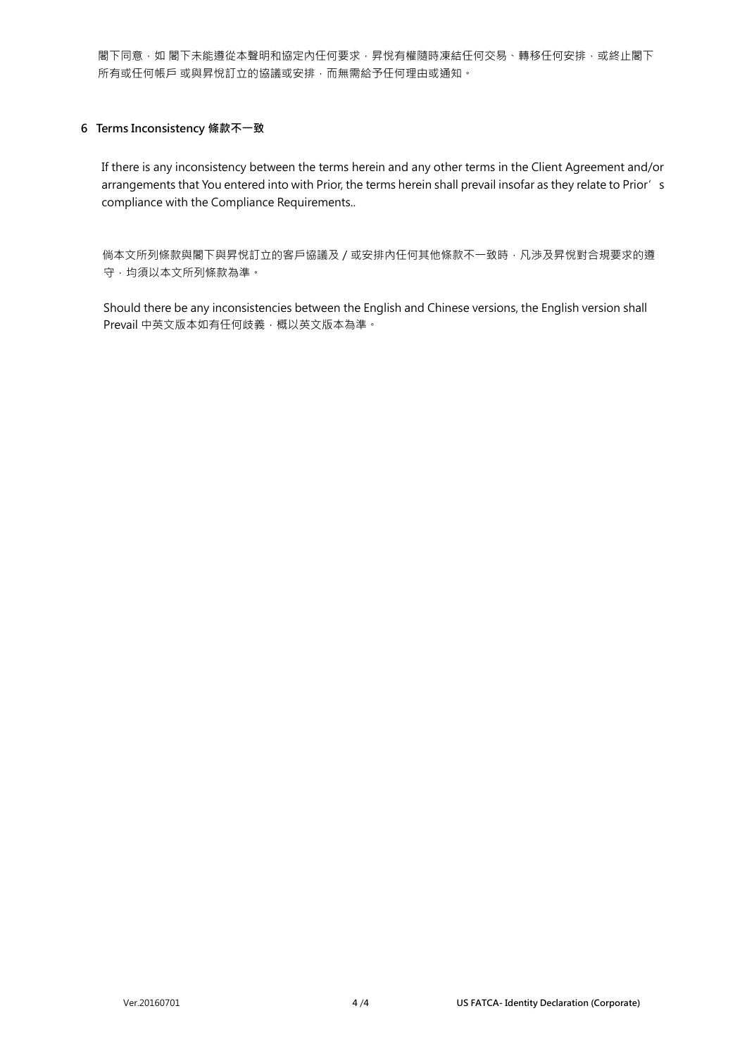閣下同意，如 閣下未能遵從本聲明和協定內任何要求，昇悅有權隨時凍結任何交易、轉移任何安排，或終止閣下所有或任何帳戶 或與昇悅訂立的協議或安排，而無需給予任何理由或通知。

### 6 Terms Inconsistency 條款不一致

If there is any inconsistency between the terms herein and any other terms in the Client Agreement and/or arrangements that You entered into with Prior, the terms herein shall prevail insofar as they relate to Prior's compliance with the Compliance Requirements..

倘本文所列條款與閣下與昇悅訂立的客戶協議及 / 或安排內任何其他條款不一致時，凡涉及昇悅對合規要求的遵守，均須以本文所列條款為準。

Should there be any inconsistencies between the English and Chinese versions, the English version shall Prevail 中英文版本如有任何歧義，概以英文版本為準。